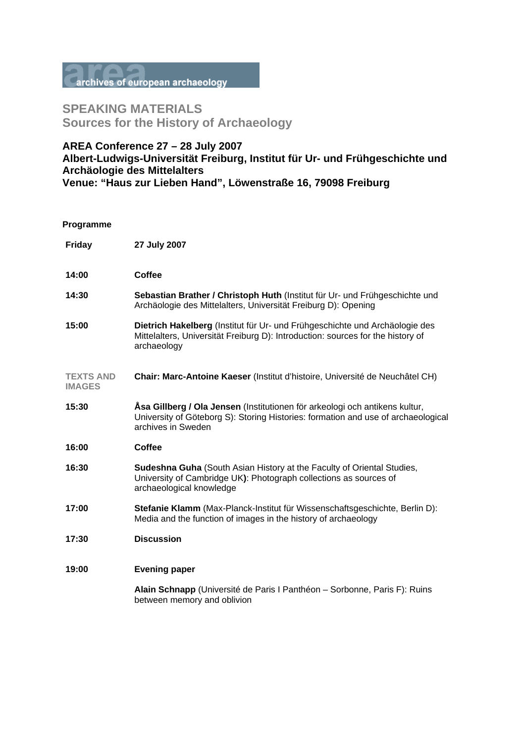archives of european archaeology

# SPEAKING MATERIALS
## Sources for the History of Archaeology

### AREA Conference 27 – 28 July 2007
### Albert-Ludwigs-Universität Freiburg, Institut für Ur- und Frühgeschichte und Archäologie des Mittelalters
### Venue: "Haus zur Lieben Hand", Löwenstraße 16, 79098 Freiburg

**Programme**

| **Friday** | **27 July 2007** |
| --- | --- |
| **14:00** | **Coffee** |
| **14:30** | **Sebastian Brather / Christoph Huth** (Institut für Ur- und Frühgeschichte und Archäologie des Mittelalters, Universität Freiburg D): Opening |
| **15:00** | **Dietrich Hakelberg** (Institut für Ur- und Frühgeschichte und Archäologie des Mittelalters, Universität Freiburg D): Introduction: sources for the history of archaeology |
| **TEXTS AND IMAGES** | **Chair: Marc-Antoine Kaeser** (Institut d'histoire, Université de Neuchâtel CH) |
| **15:30** | **Åsa Gillberg / Ola Jensen** (Institutionen för arkeologi och antikens kultur, University of Göteborg S): Storing Histories: formation and use of archaeological archives in Sweden |
| **16:00** | **Coffee** |
| **16:30** | **Sudeshna Guha** (South Asian History at the Faculty of Oriental Studies, University of Cambridge UK**)**: Photograph collections as sources of archaeological knowledge |
| **17:00** | **Stefanie Klamm** (Max-Planck-Institut für Wissenschaftsgeschichte, Berlin D): Media and the function of images in the history of archaeology |
| **17:30** | **Discussion** |
| **19:00** | **Evening paper** |
| | **Alain Schnapp** (Université de Paris I Panthéon – Sorbonne, Paris F): Ruins between memory and oblivion |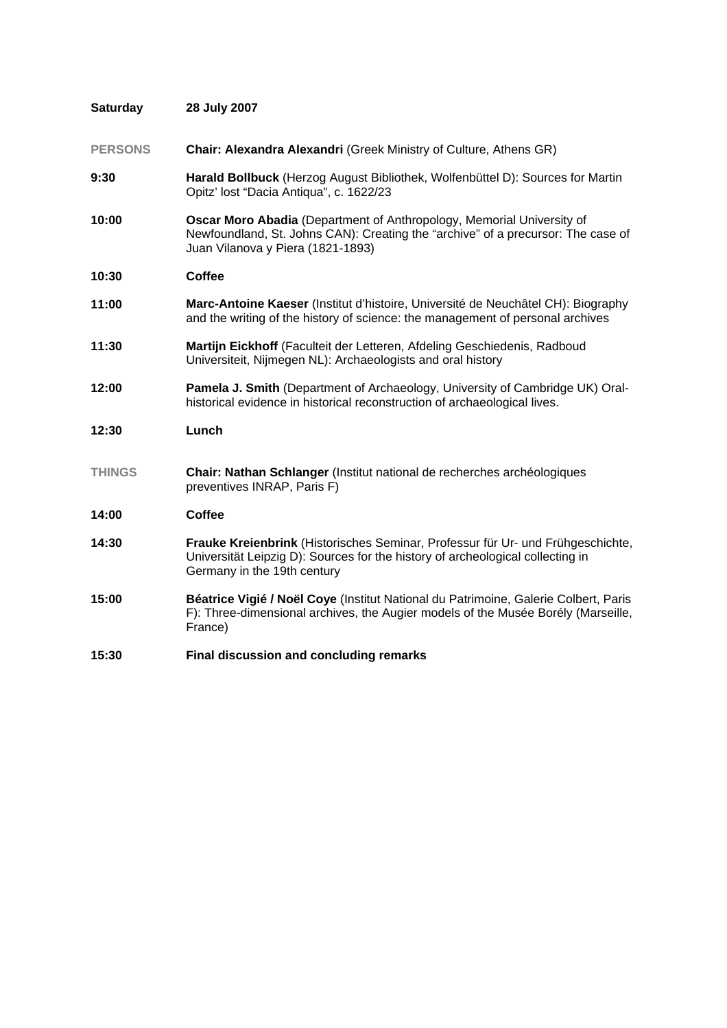**Saturday** **28 July 2007**

| | |
|---|---|
| PERSONS | **Chair: Alexandra Alexandri** (Greek Ministry of Culture, Athens GR) |
| **9:30** | **Harald Bollbuck** (Herzog August Bibliothek, Wolfenbüttel D): Sources for Martin Opitz' lost "Dacia Antiqua", c. 1622/23 |
| **10:00** | **Oscar Moro Abadia** (Department of Anthropology, Memorial University of Newfoundland, St. Johns CAN): Creating the "archive" of a precursor: The case of Juan Vilanova y Piera (1821-1893) |
| **10:30** | **Coffee** |
| **11:00** | **Marc-Antoine Kaeser** (Institut d'histoire, Université de Neuchâtel CH): Biography and the writing of the history of science: the management of personal archives |
| **11:30** | **Martijn Eickhoff** (Faculteit der Letteren, Afdeling Geschiedenis, Radboud Universiteit, Nijmegen NL): Archaeologists and oral history |
| **12:00** | **Pamela J. Smith** (Department of Archaeology, University of Cambridge UK) Oral-historical evidence in historical reconstruction of archaeological lives. |
| **12:30** | **Lunch** |
| THINGS | **Chair: Nathan Schlanger** (Institut national de recherches archéologiques preventives INRAP, Paris F) |
| **14:00** | **Coffee** |
| **14:30** | **Frauke Kreienbrink** (Historisches Seminar, Professur für Ur- und Frühgeschichte, Universität Leipzig D): Sources for the history of archeological collecting in Germany in the 19th century |
| **15:00** | **Béatrice Vigié / Noël Coye** (Institut National du Patrimoine, Galerie Colbert, Paris F): Three-dimensional archives, the Augier models of the Musée Borély (Marseille, France) |
| **15:30** | **Final discussion and concluding remarks** |